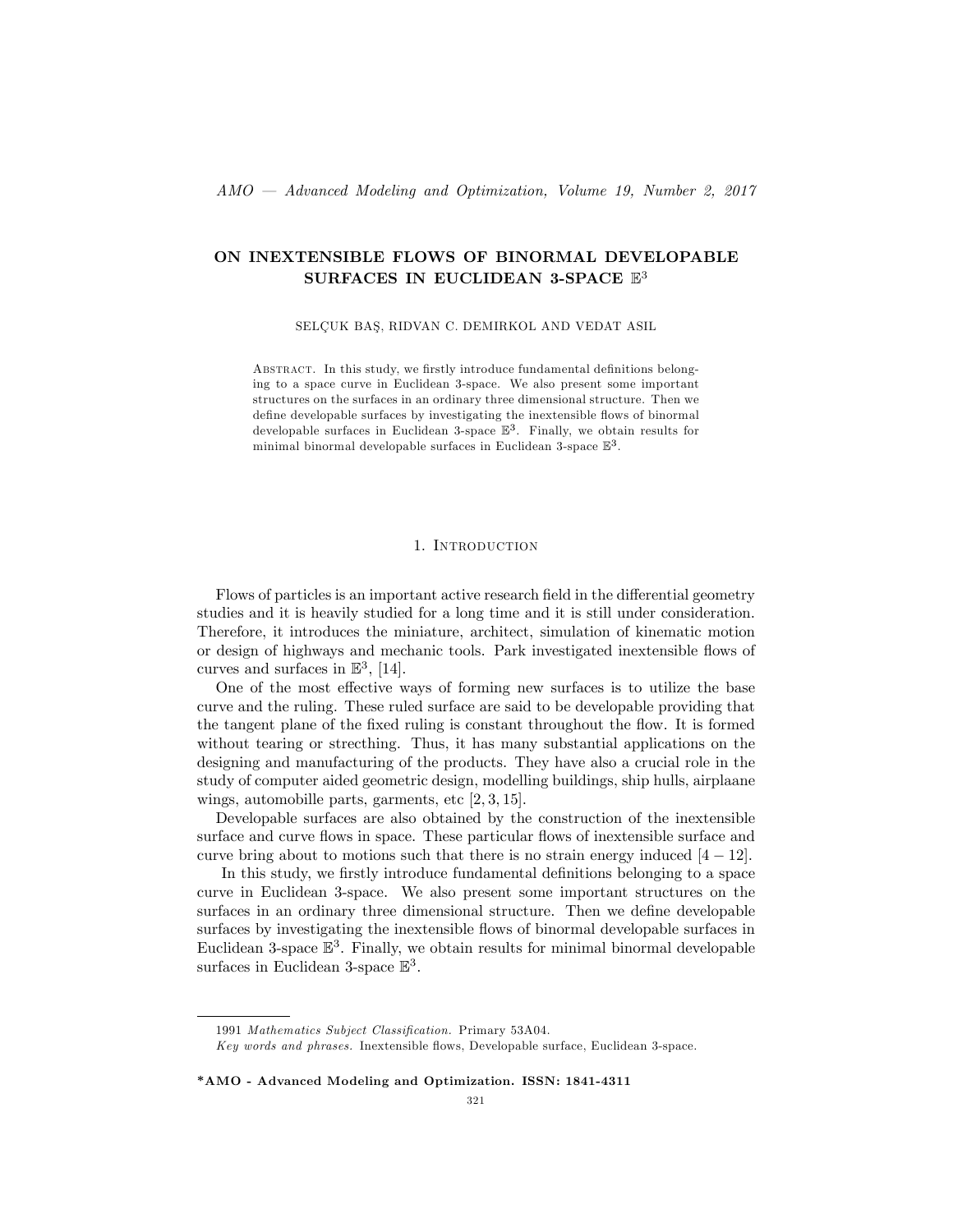# ON INEXTENSIBLE FLOWS OF BINORMAL DEVELOPABLE SURFACES IN EUCLIDEAN 3-SPACE $\mathbb{E}^3$

SELÇUK BAŞ, RIDVAN C. DEMIRKOL AND VEDAT ASIL

Abstract. In this study, we firstly introduce fundamental definitions belonging to a space curve in Euclidean 3-space. We also present some important structures on the surfaces in an ordinary three dimensional structure. Then we define developable surfaces by investigating the inextensible flows of binormal developable surfaces in Euclidean 3-space $\mathbb{E}^3$. Finally, we obtain results for minimal binormal developable surfaces in Euclidean 3-space $\mathbb{E}^3$.

## 1. Introduction

Flows of particles is an important active research field in the differential geometry studies and it is heavily studied for a long time and it is still under consideration. Therefore, it introduces the miniature, architect, simulation of kinematic motion or design of highways and mechanic tools. Park investigated inextensible flows of curves and surfaces in $\mathbb{E}^3$, [14].

One of the most effective ways of forming new surfaces is to utilize the base curve and the ruling. These ruled surface are said to be developable providing that the tangent plane of the fixed ruling is constant throughout the flow. It is formed without tearing or strecthing. Thus, it has many substantial applications on the designing and manufacturing of the products. They have also a crucial role in the study of computer aided geometric design, modelling buildings, ship hulls, airplaane wings, automobille parts, garments, etc [2, 3, 15].

Developable surfaces are also obtained by the construction of the inextensible surface and curve flows in space. These particular flows of inextensible surface and curve bring about to motions such that there is no strain energy induced [4 − 12].

In this study, we firstly introduce fundamental definitions belonging to a space curve in Euclidean 3-space. We also present some important structures on the surfaces in an ordinary three dimensional structure. Then we define developable surfaces by investigating the inextensible flows of binormal developable surfaces in Euclidean 3-space $\mathbb{E}^3$. Finally, we obtain results for minimal binormal developable surfaces in Euclidean 3-space $\mathbb{E}^3$.

---

1991 *Mathematics Subject Classification.* Primary 53A04.

*Key words and phrases.* Inextensible flows, Developable surface, Euclidean 3-space.

**\*AMO - Advanced Modeling and Optimization. ISSN: 1841-4311**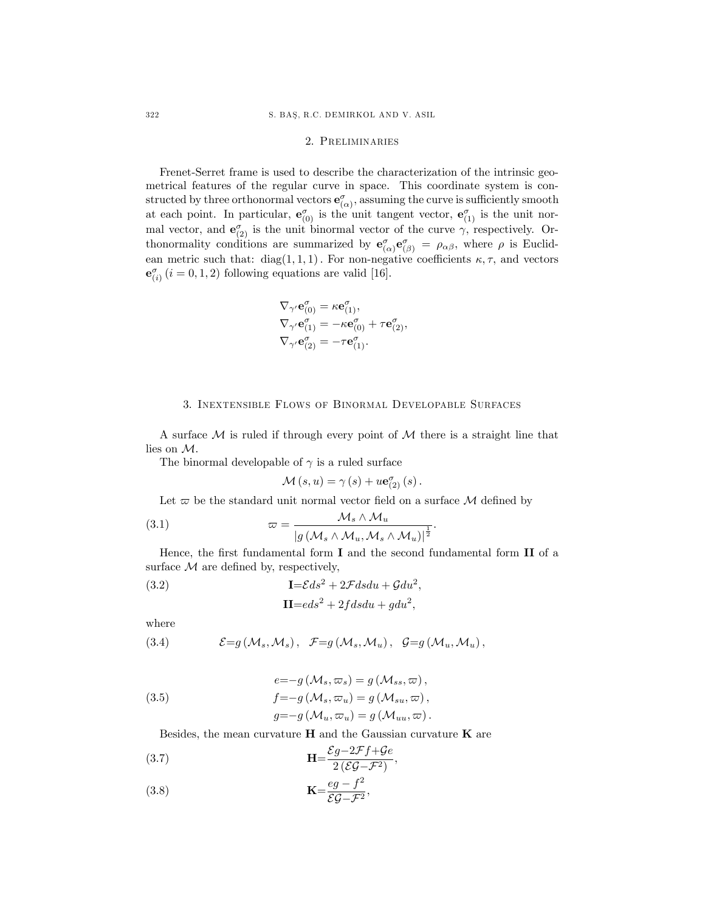## 2. Preliminaries

Frenet-Serret frame is used to describe the characterization of the intrinsic geometrical features of the regular curve in space. This coordinate system is constructed by three orthonormal vectors $\mathbf{e}^{\sigma}_{(\alpha)}$, assuming the curve is sufficiently smooth at each point. In particular, $\mathbf{e}^{\sigma}_{(0)}$ is the unit tangent vector, $\mathbf{e}^{\sigma}_{(1)}$ is the unit normal vector, and $\mathbf{e}^{\sigma}_{(2)}$ is the unit binormal vector of the curve $\gamma$, respectively. Orthonormality conditions are summarized by $\mathbf{e}^{\sigma}_{(\alpha)}\mathbf{e}^{\sigma}_{(\beta)} = \rho_{\alpha\beta}$, where $\rho$ is Euclidean metric such that: $\operatorname{diag}(1,1,1)$. For non-negative coefficients $\kappa, \tau$, and vectors $\mathbf{e}^{\sigma}_{(i)}$ $(i = 0, 1, 2)$ following equations are valid [16].

$$
\begin{aligned}
\nabla_{\gamma'}\mathbf{e}^{\sigma}_{(0)} &= \kappa\mathbf{e}^{\sigma}_{(1)}, \\
\nabla_{\gamma'}\mathbf{e}^{\sigma}_{(1)} &= -\kappa\mathbf{e}^{\sigma}_{(0)} + \tau\mathbf{e}^{\sigma}_{(2)}, \\
\nabla_{\gamma'}\mathbf{e}^{\sigma}_{(2)} &= -\tau\mathbf{e}^{\sigma}_{(1)}.
\end{aligned}
$$

## 3. Inextensible Flows of Binormal Developable Surfaces

A surface $\mathcal{M}$ is ruled if through every point of $\mathcal{M}$ there is a straight line that lies on $\mathcal{M}$.

The binormal developable of $\gamma$ is a ruled surface

$$
\mathcal{M}(s,u) = \gamma(s) + u\mathbf{e}^{\sigma}_{(2)}(s).
$$

Let $\varpi$ be the standard unit normal vector field on a surface $\mathcal{M}$ defined by

$$
\varpi = \frac{\mathcal{M}_s \wedge \mathcal{M}_u}{\left|g\left(\mathcal{M}_s \wedge \mathcal{M}_u, \mathcal{M}_s \wedge \mathcal{M}_u\right)\right|^{\frac{1}{2}}}. \tag{3.1}
$$

Hence, the first fundamental form $\mathbf{I}$ and the second fundamental form $\mathbf{II}$ of a surface $\mathcal{M}$ are defined by, respectively,

$$
\begin{aligned}
\mathbf{I} &= \mathcal{E}ds^2 + 2\mathcal{F}dsdu + \mathcal{G}du^2, \\
\mathbf{II} &= eds^2 + 2fdsdu + gdu^2,
\end{aligned} \tag{3.2}
$$

where

$$
\mathcal{E} = g\left(\mathcal{M}_s, \mathcal{M}_s\right), \quad \mathcal{F} = g\left(\mathcal{M}_s, \mathcal{M}_u\right), \quad \mathcal{G} = g\left(\mathcal{M}_u, \mathcal{M}_u\right), \tag{3.4}
$$

$$
\begin{aligned}
e &= -g\left(\mathcal{M}_s, \varpi_s\right) = g\left(\mathcal{M}_{ss}, \varpi\right), \\
f &= -g\left(\mathcal{M}_s, \varpi_u\right) = g\left(\mathcal{M}_{su}, \varpi\right), \\
g &= -g\left(\mathcal{M}_u, \varpi_u\right) = g\left(\mathcal{M}_{uu}, \varpi\right).
\end{aligned} \tag{3.5}
$$

Besides, the mean curvature $\mathbf{H}$ and the Gaussian curvature $\mathbf{K}$ are

$$
\mathbf{H} = \frac{\mathcal{E}g - 2\mathcal{F}f + \mathcal{G}e}{2\left(\mathcal{E}\mathcal{G} - \mathcal{F}^2\right)}, \tag{3.7}
$$

$$
\mathbf{K} = \frac{eg - f^2}{\mathcal{E}\mathcal{G} - \mathcal{F}^2}, \tag{3.8}
$$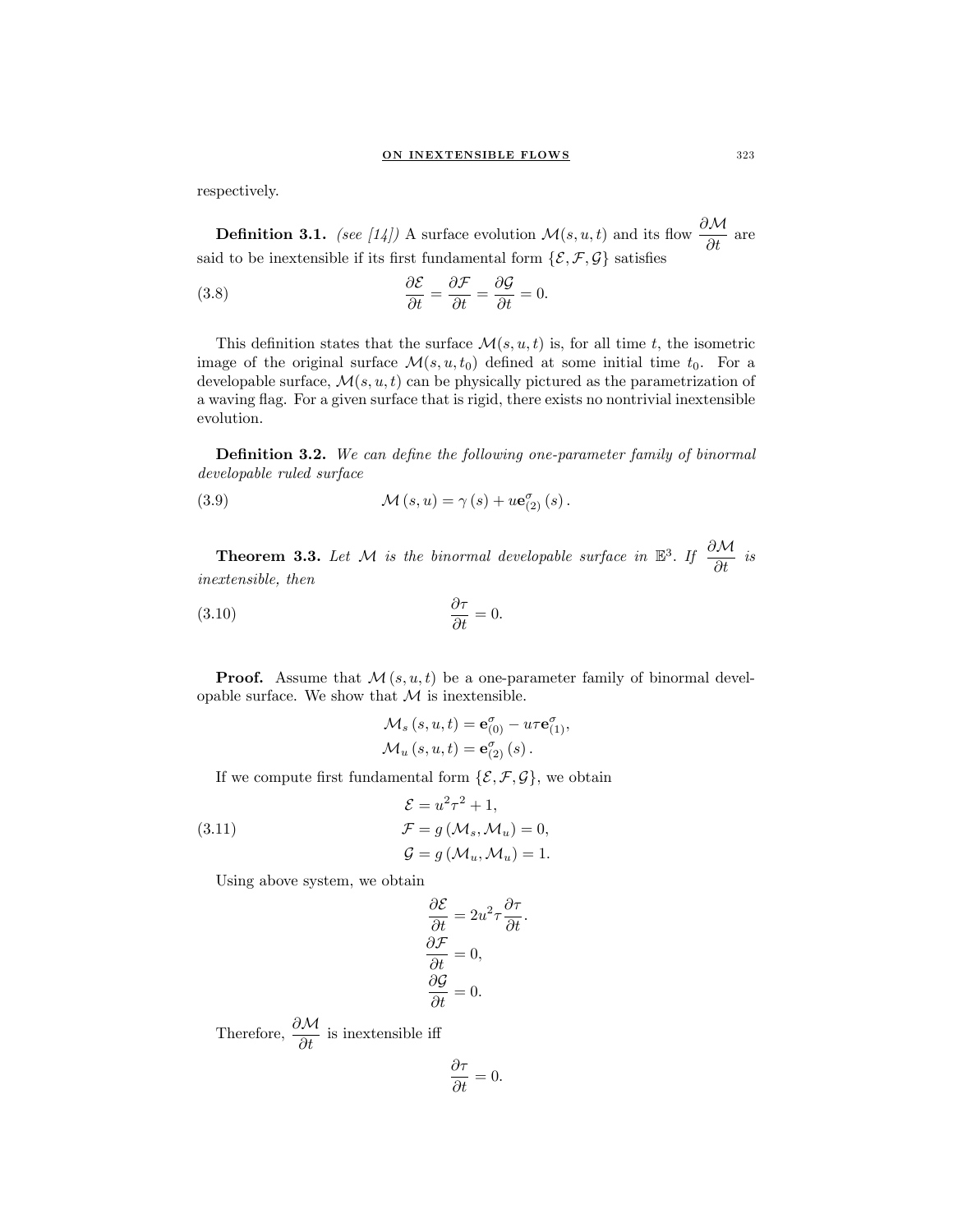respectively.

**Definition 3.1.** *(see [14])* A surface evolution $\mathcal{M}(s,u,t)$ and its flow $\dfrac{\partial \mathcal{M}}{\partial t}$ are said to be inextensible if its first fundamental form $\{\mathcal{E},\mathcal{F},\mathcal{G}\}$ satisfies

$$\frac{\partial \mathcal{E}}{\partial t}=\frac{\partial \mathcal{F}}{\partial t}=\frac{\partial \mathcal{G}}{\partial t}=0. \tag{3.8}$$

This definition states that the surface $\mathcal{M}(s,u,t)$ is, for all time $t$, the isometric image of the original surface $\mathcal{M}(s,u,t_0)$ defined at some initial time $t_0$. For a developable surface, $\mathcal{M}(s,u,t)$ can be physically pictured as the parametrization of a waving flag. For a given surface that is rigid, there exists no nontrivial inextensible evolution.

**Definition 3.2.** *We can define the following one-parameter family of binormal developable ruled surface*

$$\mathcal{M}(s,u)=\gamma(s)+u\mathbf{e}_{(2)}^{\sigma}(s). \tag{3.9}$$

**Theorem 3.3.** *Let $\mathcal{M}$ is the binormal developable surface in $\mathbb{E}^3$. If $\dfrac{\partial \mathcal{M}}{\partial t}$ is inextensible, then*

$$\frac{\partial \tau}{\partial t}=0. \tag{3.10}$$

**Proof.** Assume that $\mathcal{M}(s,u,t)$ be a one-parameter family of binormal developable surface. We show that $\mathcal{M}$ is inextensible.

$$\mathcal{M}_s(s,u,t)=\mathbf{e}_{(0)}^{\sigma}-u\tau\mathbf{e}_{(1)}^{\sigma},$$
$$\mathcal{M}_u(s,u,t)=\mathbf{e}_{(2)}^{\sigma}(s).$$

If we compute first fundamental form $\{\mathcal{E},\mathcal{F},\mathcal{G}\}$, we obtain

$$\begin{aligned}\mathcal{E}&=u^2\tau^2+1,\\ \mathcal{F}&=g(\mathcal{M}_s,\mathcal{M}_u)=0,\\ \mathcal{G}&=g(\mathcal{M}_u,\mathcal{M}_u)=1.\end{aligned} \tag{3.11}$$

Using above system, we obtain

$$\frac{\partial \mathcal{E}}{\partial t}=2u^2\tau\frac{\partial \tau}{\partial t}.$$
$$\frac{\partial \mathcal{F}}{\partial t}=0,$$
$$\frac{\partial \mathcal{G}}{\partial t}=0.$$

Therefore, $\dfrac{\partial \mathcal{M}}{\partial t}$ is inextensible iff

$$\frac{\partial \tau}{\partial t}=0.$$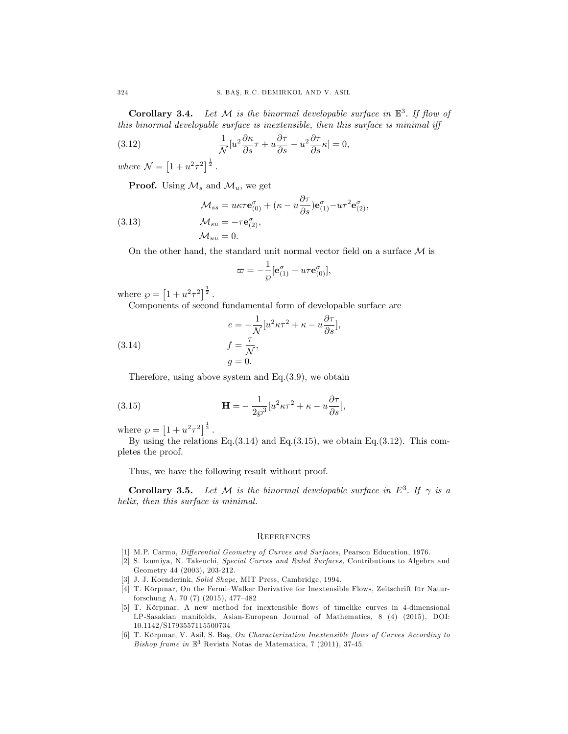**Corollary 3.4.** *Let $\mathcal{M}$ is the binormal developable surface in $\mathbb{E}^3$. If flow of this binormal developable surface is inextensible, then this surface is minimal iff*

$$\frac{1}{\mathcal{N}}[u^2\frac{\partial\kappa}{\partial s}\tau + u\frac{\partial\tau}{\partial s} - u^2\frac{\partial\tau}{\partial s}\kappa] = 0, \tag{3.12}$$

*where* $\mathcal{N} = \left[1 + u^2\tau^2\right]^{\frac{1}{2}}$.

**Proof.** Using $\mathcal{M}_s$ and $\mathcal{M}_u$, we get

$$\begin{aligned}
\mathcal{M}_{ss} &= u\kappa\tau\mathbf{e}^{\sigma}_{(0)} + (\kappa - u\frac{\partial\tau}{\partial s})\mathbf{e}^{\sigma}_{(1)} - u\tau^2\mathbf{e}^{\sigma}_{(2)}, \\
\mathcal{M}_{su} &= -\tau\mathbf{e}^{\sigma}_{(2)}, \\
\mathcal{M}_{uu} &= 0.
\end{aligned} \tag{3.13}$$

On the other hand, the standard unit normal vector field on a surface $\mathcal{M}$ is

$$\varpi = -\frac{1}{\wp}[\mathbf{e}^{\sigma}_{(1)} + u\tau\mathbf{e}^{\sigma}_{(0)}],$$

where $\wp = \left[1 + u^2\tau^2\right]^{\frac{1}{2}}$.

Components of second fundamental form of developable surface are

$$\begin{aligned}
e &= -\frac{1}{\mathcal{N}}[u^2\kappa\tau^2 + \kappa - u\frac{\partial\tau}{\partial s}], \\
f &= \frac{\tau}{\mathcal{N}}, \\
g &= 0.
\end{aligned} \tag{3.14}$$

Therefore, using above system and Eq.(3.9), we obtain

$$\mathbf{H} = -\frac{1}{2\wp^3}[u^2\kappa\tau^2 + \kappa - u\frac{\partial\tau}{\partial s}], \tag{3.15}$$

where $\wp = \left[1 + u^2\tau^2\right]^{\frac{1}{2}}$.

By using the relations Eq.(3.14) and Eq.(3.15), we obtain Eq.(3.12). This completes the proof.

Thus, we have the following result without proof.

**Corollary 3.5.** *Let $\mathcal{M}$ is the binormal developable surface in $E^3$. If $\gamma$ is a helix, then this surface is minimal.*

## References

[1] M.P. Carmo, *Differential Geometry of Curves and Surfaces*, Pearson Education, 1976.

[2] S. Izumiya, N. Takeuchi, *Special Curves and Ruled Surfaces,* Contributions to Algebra and Geometry 44 (2003), 203-212.

[3] J. J. Koenderink, *Solid Shape,* MIT Press, Cambridge, 1994.

[4] T. Körpınar, On the Fermi–Walker Derivative for Inextensible Flows, Zeitschrift für Naturforschung A. 70 (7) (2015), 477–482

[5] T. Körpınar, A new method for inextensible flows of timelike curves in 4-dimensional LP-Sasakian manifolds, Asian-European Journal of Mathematics, 8 (4) (2015), DOI: 10.1142/S1793557115500734

[6] T. Körpınar, V. Asil, S. Baş, *On Characterization Inextensible flows of Curves According to Bishop frame in* $\mathbb{E}^3$ Revista Notas de Matematica, 7 (2011), 37-45.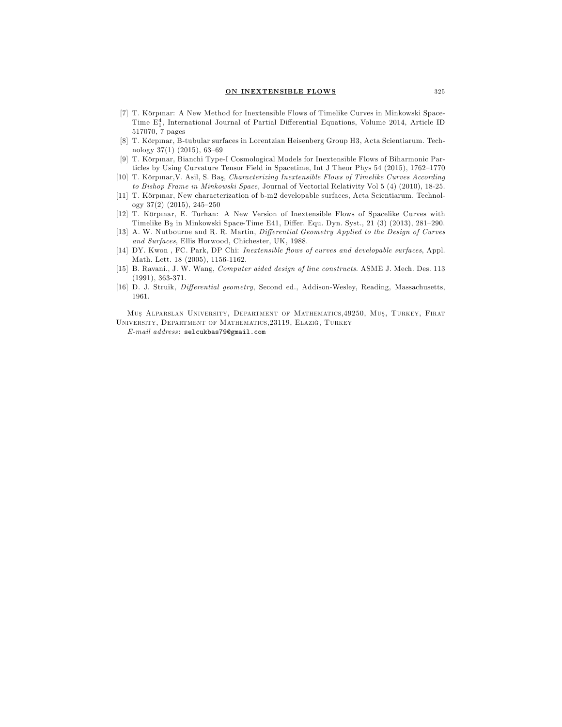[7] T. Körpınar: A New Method for Inextensible Flows of Timelike Curves in Minkowski Space-Time $E_1^4$, International Journal of Partial Differential Equations, Volume 2014, Article ID 517070, 7 pages

[8] T. Körpınar, B-tubular surfaces in Lorentzian Heisenberg Group H3, Acta Scientiarum. Technology 37(1) (2015), 63–69

[9] T. Körpınar, Bianchi Type-I Cosmological Models for Inextensible Flows of Biharmonic Particles by Using Curvature Tensor Field in Spacetime, Int J Theor Phys 54 (2015), 1762–1770

[10] T. Körpınar,V. Asil, S. Baş, *Characterizing Inextensible Flows of Timelike Curves According to Bishop Frame in Minkowski Space,* Journal of Vectorial Relativity Vol 5 (4) (2010), 18-25.

[11] T. Körpınar, New characterization of b-m2 developable surfaces, Acta Scientiarum. Technology 37(2) (2015), 245–250

[12] T. Körpınar, E. Turhan: A New Version of Inextensible Flows of Spacelike Curves with Timelike $B_2$ in Minkowski Space-Time E41, Differ. Equ. Dyn. Syst., 21 (3) (2013), 281–290.

[13] A. W. Nutbourne and R. R. Martin, *Differential Geometry Applied to the Design of Curves and Surfaces*, Ellis Horwood, Chichester, UK, 1988.

[14] DY. Kwon , FC. Park, DP Chi: *Inextensible flows of curves and developable surfaces*, Appl. Math. Lett. 18 (2005), 1156-1162.

[15] B. Ravani., J. W. Wang, *Computer aided design of line constructs*. ASME J. Mech. Des. 113 (1991), 363-371.

[16] D. J. Struik, *Differential geometry*, Second ed., Addison-Wesley, Reading, Massachusetts, 1961.

Muş Alparslan University, Department of Mathematics,49250, Muş, Turkey, Firat University, Department of Mathematics,23119, Elaziğ, Turkey

*E-mail address*: selcukbas79@gmail.com